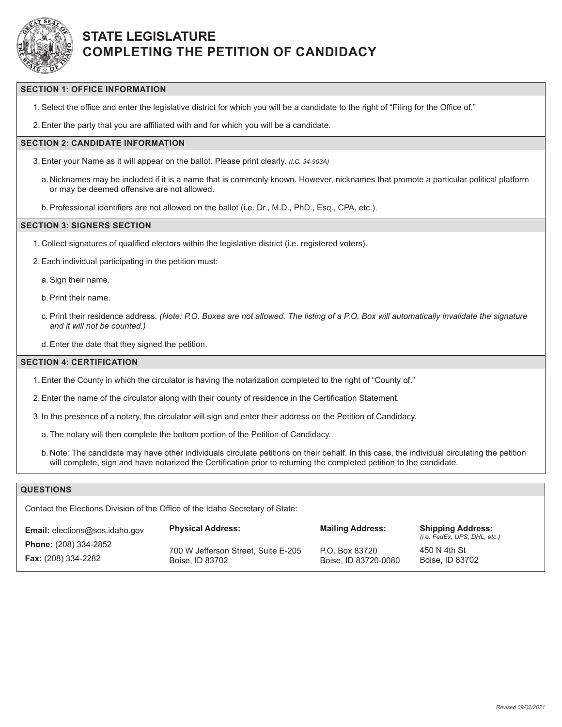# STATE LEGISLATURE
# COMPLETING THE PETITION OF CANDIDACY

## SECTION 1: OFFICE INFORMATION

1. Select the office and enter the legislative district for which you will be a candidate to the right of "Filing for the Office of."
2. Enter the party that you are affiliated with and for which you will be a candidate.

## SECTION 2: CANDIDATE INFORMATION

3. Enter your Name as it will appear on the ballot. Please print clearly. *(I.C. 34-903A)*
   a. Nicknames may be included if it is a name that is commonly known. However, nicknames that promote a particular political platform or may be deemed offensive are not allowed.
   b. Professional identifiers are not allowed on the ballot (i.e. Dr., M.D., PhD., Esq., CPA, etc.).

## SECTION 3: SIGNERS SECTION

1. Collect signatures of qualified electors within the legislative district (i.e. registered voters).
2. Each individual participating in the petition must:
   a. Sign their name.
   b. Print their name.
   c. Print their residence address. *(Note: P.O. Boxes are not allowed. The listing of a P.O. Box will automatically invalidate the signature and it will not be counted.)*
   d. Enter the date that they signed the petition.

## SECTION 4: CERTIFICATION

1. Enter the County in which the circulator is having the notarization completed to the right of "County of."
2. Enter the name of the circulator along with their county of residence in the Certification Statement.
3. In the presence of a notary, the circulator will sign and enter their address on the Petition of Candidacy.
   a. The notary will then complete the bottom portion of the Petition of Candidacy.
   b. Note: The candidate may have other individuals circulate petitions on their behalf. In this case, the individual circulating the petition will complete, sign and have notarized the Certification prior to returning the completed petition to the candidate.

## QUESTIONS

Contact the Elections Division of the Office of the Idaho Secretary of State:

**Email:** elections@sos.idaho.gov
**Phone:** (208) 334-2852
**Fax:** (208) 334-2282

**Physical Address:**
700 W Jefferson Street, Suite E-205
Boise, ID 83702

**Mailing Address:**
P.O. Box 83720
Boise, ID 83720-0080

**Shipping Address:** *(i.e. FedEx, UPS, DHL, etc.)*
450 N 4th St
Boise, ID 83702

*Revised 09/02/2021*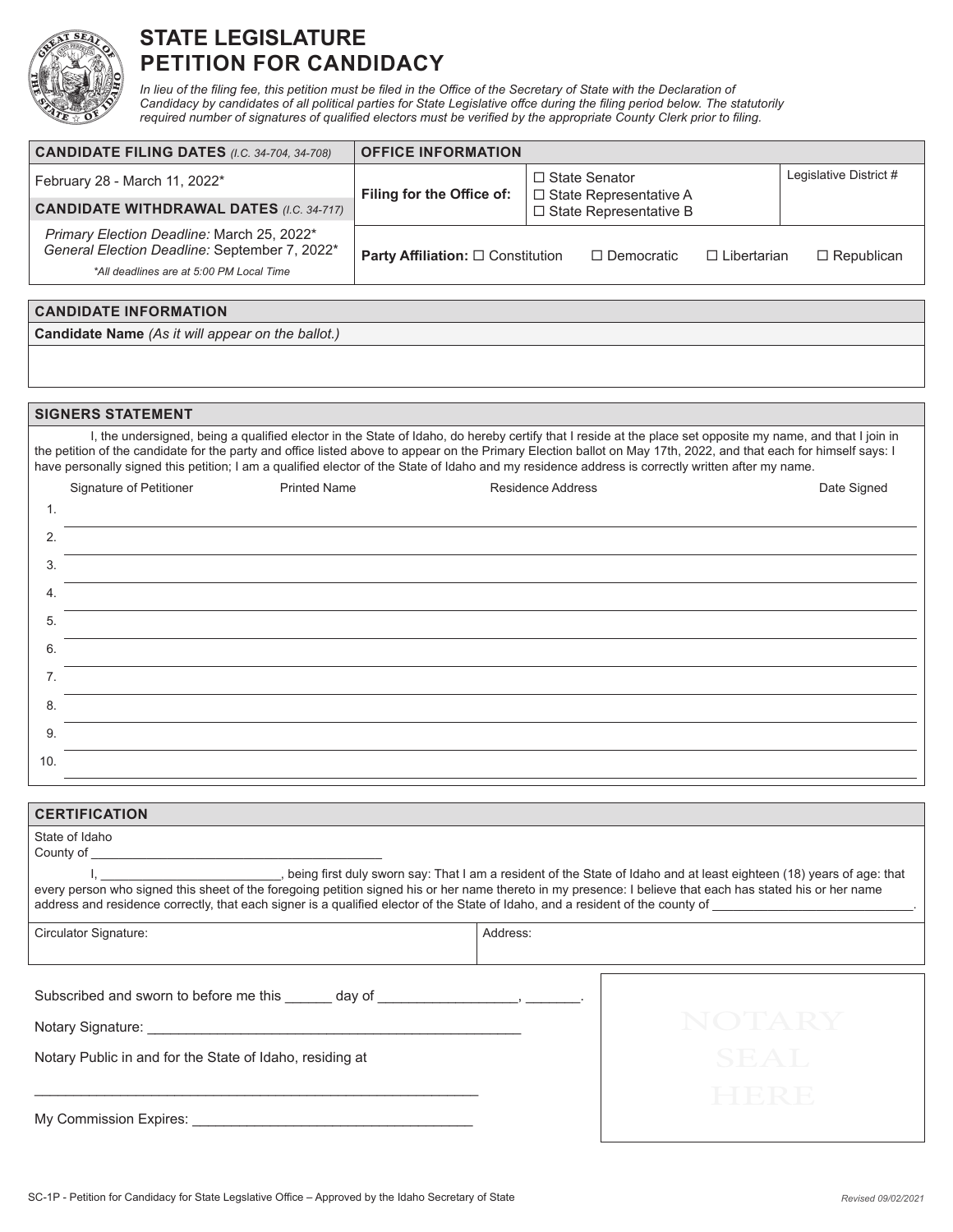# STATE LEGISLATURE PETITION FOR CANDIDACY

*In lieu of the filing fee, this petition must be filed in the Office of the Secretary of State with the Declaration of Candidacy by candidates of all political parties for State Legislative offce during the filing period below. The statutorily required number of signatures of qualified electors must be verified by the appropriate County Clerk prior to filing.*

| **CANDIDATE FILING DATES** *(I.C. 34-704, 34-708)* | **OFFICE INFORMATION** | | |
|---|---|---|---|
| February 28 - March 11, 2022* | **Filing for the Office of:** | ☐ State Senator<br>☐ State Representative A<br>☐ State Representative B | Legislative District # |
| **CANDIDATE WITHDRAWAL DATES** *(I.C. 34-717)* | | | |
| *Primary Election Deadline:* March 25, 2022*<br>*General Election Deadline:* September 7, 2022*<br>**All deadlines are at 5:00 PM Local Time* | **Party Affiliation:** ☐ Constitution ☐ Democratic ☐ Libertarian ☐ Republican | | |

## CANDIDATE INFORMATION

**Candidate Name** *(As it will appear on the ballot.)*

## SIGNERS STATEMENT

I, the undersigned, being a qualified elector in the State of Idaho, do hereby certify that I reside at the place set opposite my name, and that I join in the petition of the candidate for the party and office listed above to appear on the Primary Election ballot on May 17th, 2022, and that each for himself says: I have personally signed this petition; I am a qualified elector of the State of Idaho and my residence address is correctly written after my name.

| | Signature of Petitioner | Printed Name | Residence Address | Date Signed |
|---|---|---|---|---|
| 1. | | | | |
| 2. | | | | |
| 3. | | | | |
| 4. | | | | |
| 5. | | | | |
| 6. | | | | |
| 7. | | | | |
| 8. | | | | |
| 9. | | | | |
| 10. | | | | |

## CERTIFICATION

State of Idaho
County of ________________________________________

I, _________________________, being first duly sworn say: That I am a resident of the State of Idaho and at least eighteen (18) years of age: that every person who signed this sheet of the foregoing petition signed his or her name thereto in my presence: I believe that each has stated his or her name address and residence correctly, that each signer is a qualified elector of the State of Idaho, and a resident of the county of ____________________________.

| Circulator Signature: | Address: |
|---|---|
| | |

Subscribed and sworn to before me this ______ day of _________________, _______.

Notary Signature: ________________________________________________

Notary Public in and for the State of Idaho, residing at

_________________________________________________________

My Commission Expires: ___________________________________

NOTARY SEAL HERE

SC-1P - Petition for Candidacy for State Legslative Office – Approved by the Idaho Secretary of State

*Revised 09/02/2021*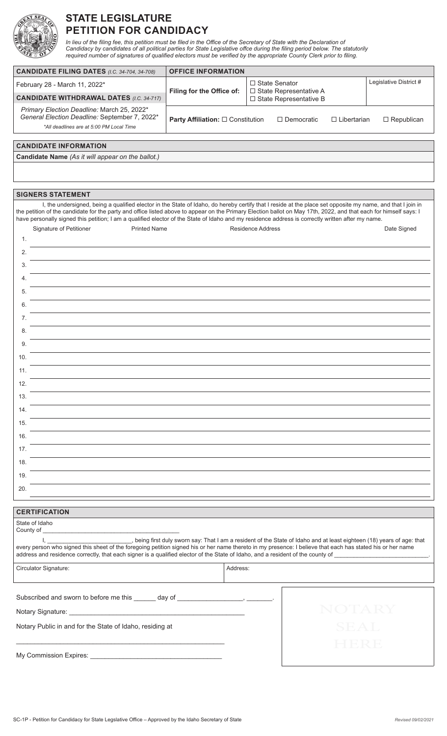# STATE LEGISLATURE
# PETITION FOR CANDIDACY

*In lieu of the filing fee, this petition must be filed in the Office of the Secretary of State with the Declaration of Candidacy by candidates of all political parties for State Legislative offce during the filing period below. The statutorily required number of signatures of qualified electors must be verified by the appropriate County Clerk prior to filing.*

| CANDIDATE FILING DATES *(I.C. 34-704, 34-708)* | OFFICE INFORMATION | | |
|---|---|---|---|
| February 28 - March 11, 2022* | Filing for the Office of: | ☐ State Senator<br>☐ State Representative A<br>☐ State Representative B | Legislative District # |
| **CANDIDATE WITHDRAWAL DATES** *(I.C. 34-717)* | | | |
| *Primary Election Deadline:* March 25, 2022*<br>*General Election Deadline:* September 7, 2022*<br>*\*All deadlines are at 5:00 PM Local Time* | **Party Affiliation:** ☐ Constitution ☐ Democratic ☐ Libertarian ☐ Republican | | |

## CANDIDATE INFORMATION

**Candidate Name** *(As it will appear on the ballot.)*

## SIGNERS STATEMENT

I, the undersigned, being a qualified elector in the State of Idaho, do hereby certify that I reside at the place set opposite my name, and that I join in the petition of the candidate for the party and office listed above to appear on the Primary Election ballot on May 17th, 2022, and that each for himself says: I have personally signed this petition; I am a qualified elector of the State of Idaho and my residence address is correctly written after my name.

| | Signature of Petitioner | Printed Name | Residence Address | Date Signed |
|---|---|---|---|---|
| 1. | | | | |
| 2. | | | | |
| 3. | | | | |
| 4. | | | | |
| 5. | | | | |
| 6. | | | | |
| 7. | | | | |
| 8. | | | | |
| 9. | | | | |
| 10. | | | | |
| 11. | | | | |
| 12. | | | | |
| 13. | | | | |
| 14. | | | | |
| 15. | | | | |
| 16. | | | | |
| 17. | | | | |
| 18. | | | | |
| 19. | | | | |
| 20. | | | | |

## CERTIFICATION

State of Idaho
County of ________________________________________

I, _________________________, being first duly sworn say: That I am a resident of the State of Idaho and at least eighteen (18) years of age: that every person who signed this sheet of the foregoing petition signed his or her name thereto in my presence: I believe that each has stated his or her name address and residence correctly, that each signer is a qualified elector of the State of Idaho, and a resident of the county of ___________________________.

| Circulator Signature: | Address: |
|---|---|
| | |

Subscribed and sworn to before me this ______ day of _________________, _______.

Notary Signature: ______________________________________________

Notary Public in and for the State of Idaho, residing at

________________________________________________________

My Commission Expires: ___________________________________

NOTARY SEAL HERE

SC-1P - Petition for Candidacy for State Legslative Office – Approved by the Idaho Secretary of State

*Revised 09/02/2021*